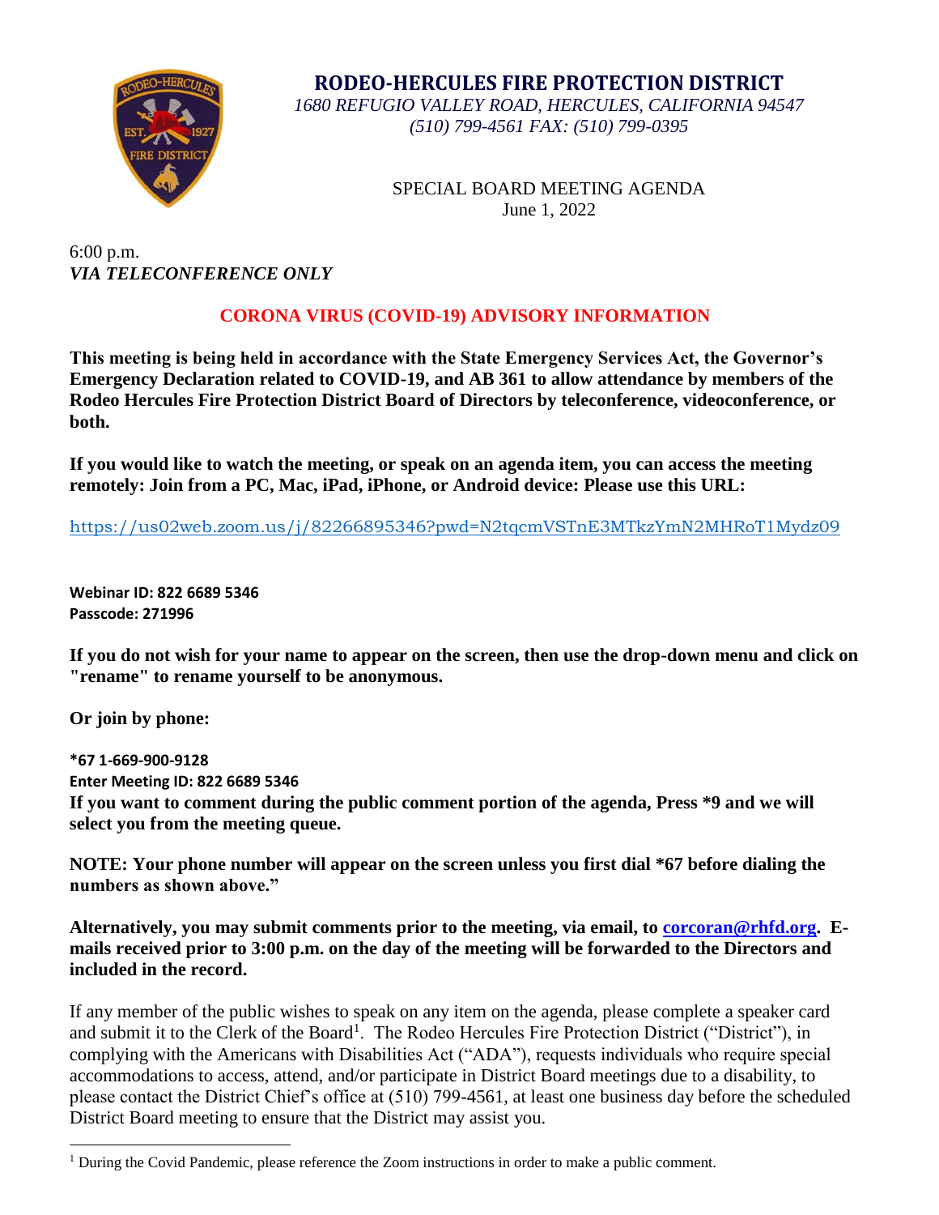# RODEO-HERCULES FIRE PROTECTION DISTRICT

*1680 REFUGIO VALLEY ROAD, HERCULES, CALIFORNIA 94547*
*(510) 799-4561 FAX: (510) 799-0395*

SPECIAL BOARD MEETING AGENDA
June 1, 2022

6:00 p.m.
***VIA TELECONFERENCE ONLY***

## CORONA VIRUS (COVID-19) ADVISORY INFORMATION

**This meeting is being held in accordance with the State Emergency Services Act, the Governor's Emergency Declaration related to COVID-19, and AB 361 to allow attendance by members of the Rodeo Hercules Fire Protection District Board of Directors by teleconference, videoconference, or both.**

**If you would like to watch the meeting, or speak on an agenda item, you can access the meeting remotely: Join from a PC, Mac, iPad, iPhone, or Android device: Please use this URL:**

https://us02web.zoom.us/j/82266895346?pwd=N2tqcmVSTnE3MTkzYmN2MHRoT1Mydz09

**Webinar ID: 822 6689 5346**
**Passcode: 271996**

**If you do not wish for your name to appear on the screen, then use the drop-down menu and click on "rename" to rename yourself to be anonymous.**

**Or join by phone:**

**\*67 1-669-900-9128**
**Enter Meeting ID: 822 6689 5346**
**If you want to comment during the public comment portion of the agenda, Press \*9 and we will select you from the meeting queue.**

**NOTE: Your phone number will appear on the screen unless you first dial \*67 before dialing the numbers as shown above."**

**Alternatively, you may submit comments prior to the meeting, via email, to corcoran@rhfd.org. E-mails received prior to 3:00 p.m. on the day of the meeting will be forwarded to the Directors and included in the record.**

If any member of the public wishes to speak on any item on the agenda, please complete a speaker card and submit it to the Clerk of the Board[1]. The Rodeo Hercules Fire Protection District ("District"), in complying with the Americans with Disabilities Act ("ADA"), requests individuals who require special accommodations to access, attend, and/or participate in District Board meetings due to a disability, to please contact the District Chief's office at (510) 799-4561, at least one business day before the scheduled District Board meeting to ensure that the District may assist you.

[1] During the Covid Pandemic, please reference the Zoom instructions in order to make a public comment.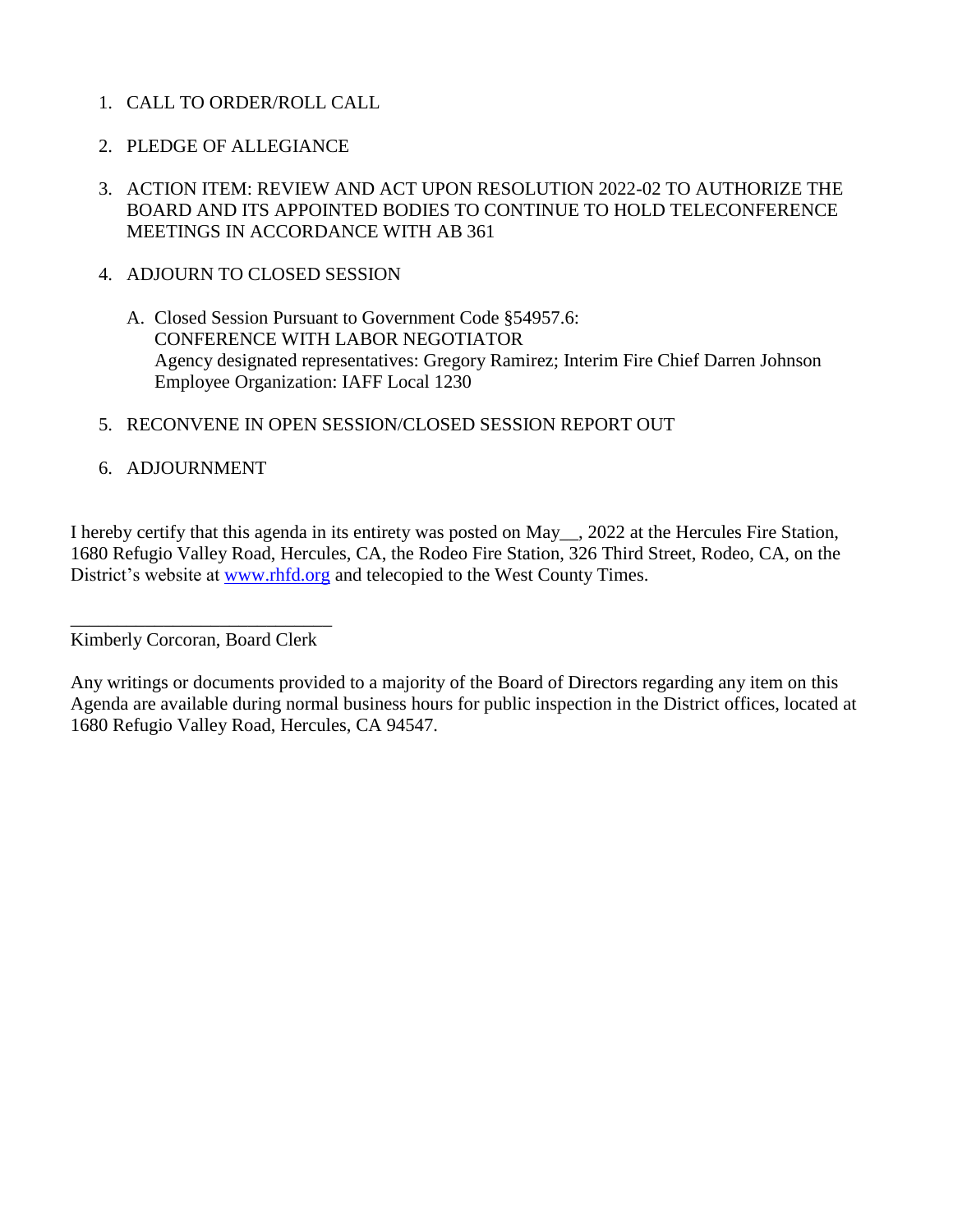1. CALL TO ORDER/ROLL CALL

2. PLEDGE OF ALLEGIANCE

3. ACTION ITEM: REVIEW AND ACT UPON RESOLUTION 2022-02 TO AUTHORIZE THE BOARD AND ITS APPOINTED BODIES TO CONTINUE TO HOLD TELECONFERENCE MEETINGS IN ACCORDANCE WITH AB 361

4. ADJOURN TO CLOSED SESSION

   A. Closed Session Pursuant to Government Code §54957.6:
      CONFERENCE WITH LABOR NEGOTIATOR
      Agency designated representatives: Gregory Ramirez; Interim Fire Chief Darren Johnson
      Employee Organization: IAFF Local 1230

5. RECONVENE IN OPEN SESSION/CLOSED SESSION REPORT OUT

6. ADJOURNMENT

I hereby certify that this agenda in its entirety was posted on May__, 2022 at the Hercules Fire Station, 1680 Refugio Valley Road, Hercules, CA, the Rodeo Fire Station, 326 Third Street, Rodeo, CA, on the District's website at www.rhfd.org and telecopied to the West County Times.

___________________________
Kimberly Corcoran, Board Clerk

Any writings or documents provided to a majority of the Board of Directors regarding any item on this Agenda are available during normal business hours for public inspection in the District offices, located at 1680 Refugio Valley Road, Hercules, CA 94547.